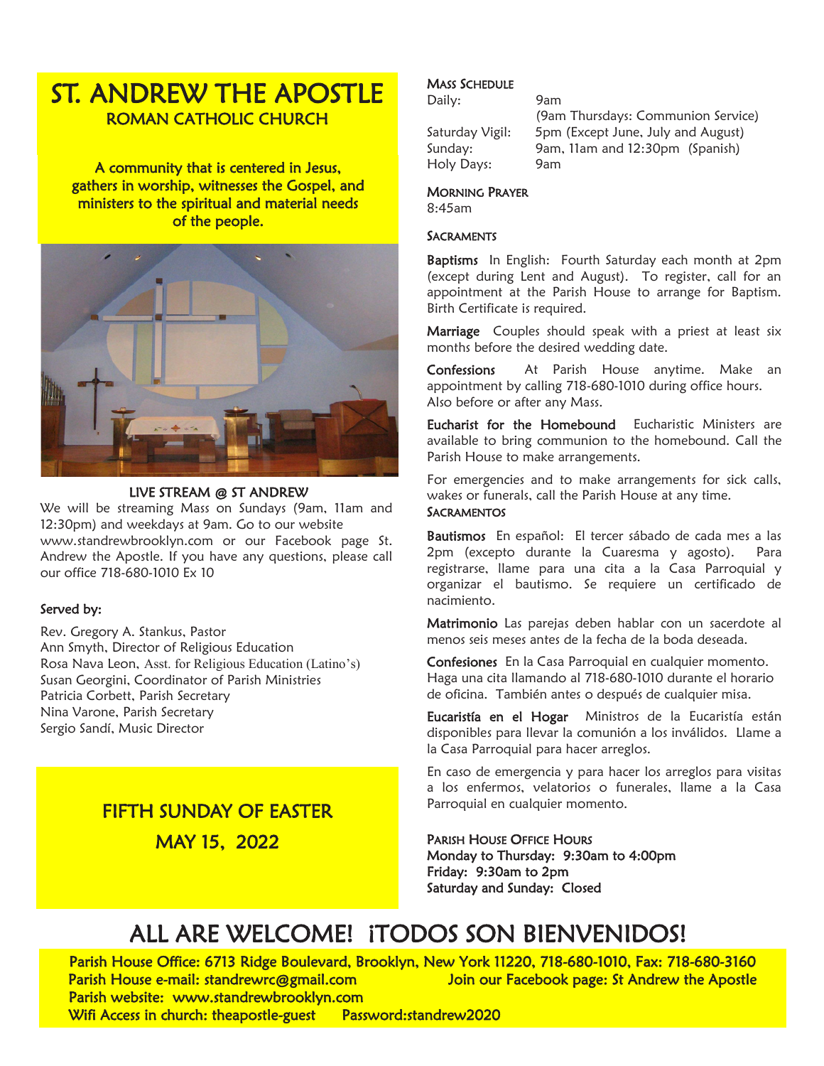# ST. ANDREW THE APOSTLE

## ROMAN CATHOLIC CHURCH

A community that is centered in Jesus, gathers in worship, witnesses the Gospel, and ministers to the spiritual and material needs of the people.

**LIVE STREAM @ ST ANDREW**

We will be streaming Mass on Sundays (9am, 11am and 12:30pm) and weekdays at 9am. Go to our website www.standrewbrooklyn.com or our Facebook page St. Andrew the Apostle. If you have any questions, please call our office 718-680-1010 Ex 10

**Served by:**

Rev. Gregory A. Stankus, Pastor
Ann Smyth, Director of Religious Education
Rosa Nava Leon, Asst. for Religious Education (Latino's)
Susan Georgini, Coordinator of Parish Ministries
Patricia Corbett, Parish Secretary
Nina Varone, Parish Secretary
Sergio Sandí, Music Director

## FIFTH SUNDAY OF EASTER

## MAY 15, 2022

### MASS SCHEDULE

| | |
|---|---|
| Daily: | 9am (9am Thursdays: Communion Service) |
| Saturday Vigil: | 5pm (Except June, July and August) |
| Sunday: | 9am, 11am and 12:30pm (Spanish) |
| Holy Days: | 9am |

### MORNING PRAYER

8:45am

### SACRAMENTS

**Baptisms** In English: Fourth Saturday each month at 2pm (except during Lent and August). To register, call for an appointment at the Parish House to arrange for Baptism. Birth Certificate is required.

**Marriage** Couples should speak with a priest at least six months before the desired wedding date.

**Confessions** At Parish House anytime. Make an appointment by calling 718-680-1010 during office hours. Also before or after any Mass.

**Eucharist for the Homebound** Eucharistic Ministers are available to bring communion to the homebound. Call the Parish House to make arrangements.

For emergencies and to make arrangements for sick calls, wakes or funerals, call the Parish House at any time.

### SACRAMENTOS

**Bautismos** En español: El tercer sábado de cada mes a las 2pm (excepto durante la Cuaresma y agosto). Para registrarse, llame para una cita a la Casa Parroquial y organizar el bautismo. Se requiere un certificado de nacimiento.

**Matrimonio** Las parejas deben hablar con un sacerdote al menos seis meses antes de la fecha de la boda deseada.

**Confesiones** En la Casa Parroquial en cualquier momento. Haga una cita llamando al 718-680-1010 durante el horario de oficina. También antes o después de cualquier misa.

**Eucaristía en el Hogar** Ministros de la Eucaristía están disponibles para llevar la comunión a los inválidos. Llame a la Casa Parroquial para hacer arreglos.

En caso de emergencia y para hacer los arreglos para visitas a los enfermos, velatorios o funerales, llame a la Casa Parroquial en cualquier momento.

### PARISH HOUSE OFFICE HOURS

**Monday to Thursday: 9:30am to 4:00pm**
**Friday: 9:30am to 2pm**
**Saturday and Sunday: Closed**

## ALL ARE WELCOME! ¡TODOS SON BIENVENIDOS!

Parish House Office: 6713 Ridge Boulevard, Brooklyn, New York 11220, 718-680-1010, Fax: 718-680-3160
Parish House e-mail: standrewrc@gmail.com Join our Facebook page: St Andrew the Apostle
Parish website: www.standrewbrooklyn.com
Wifi Access in church: theapostle-guest Password:standrew2020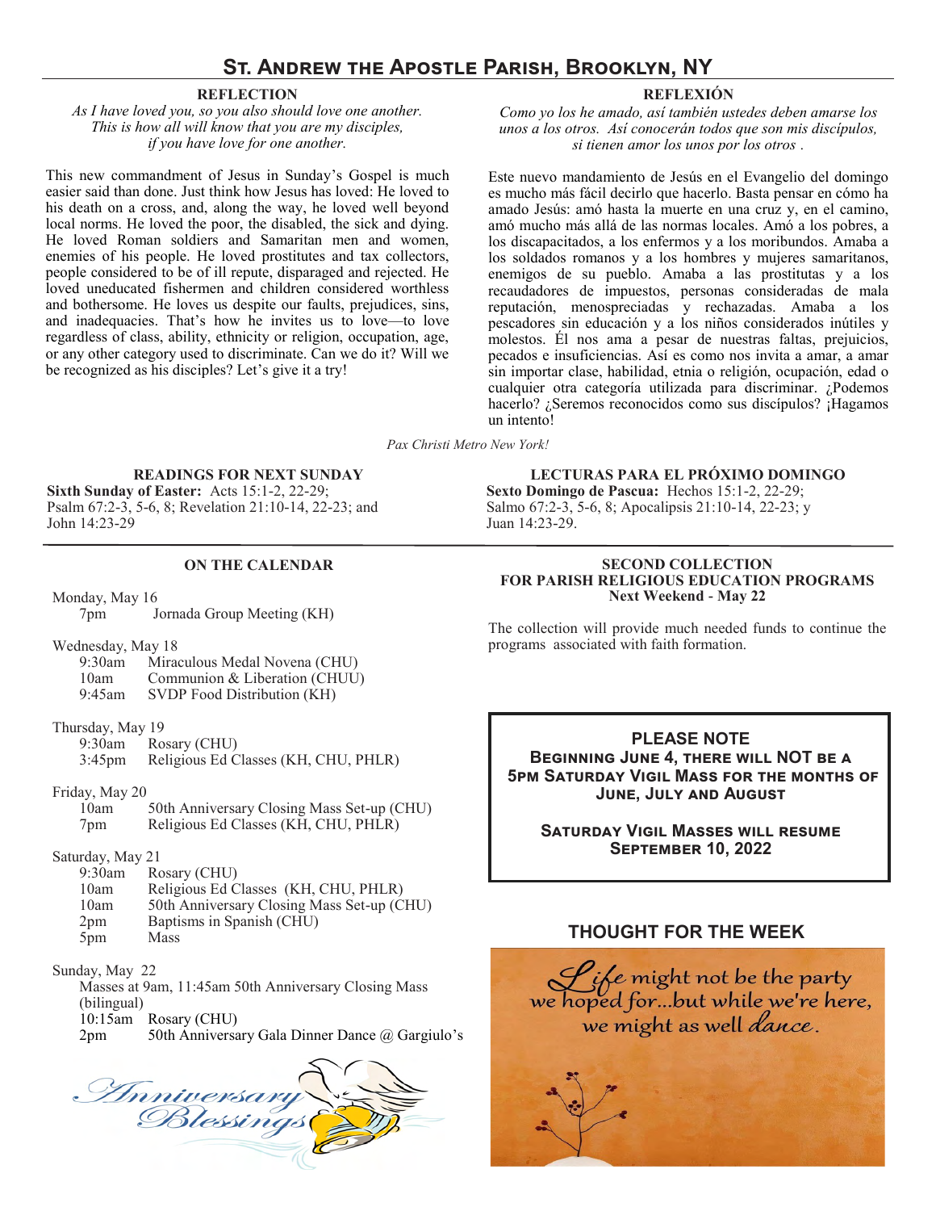# St. Andrew the Apostle Parish, Brooklyn, NY

## REFLECTION

*As I have loved you, so you also should love one another.*
*This is how all will know that you are my disciples,*
*if you have love for one another.*

This new commandment of Jesus in Sunday's Gospel is much easier said than done. Just think how Jesus has loved: He loved to his death on a cross, and, along the way, he loved well beyond local norms. He loved the poor, the disabled, the sick and dying. He loved Roman soldiers and Samaritan men and women, enemies of his people. He loved prostitutes and tax collectors, people considered to be of ill repute, disparaged and rejected. He loved uneducated fishermen and children considered worthless and bothersome. He loves us despite our faults, prejudices, sins, and inadequacies. That's how he invites us to love—to love regardless of class, ability, ethnicity or religion, occupation, age, or any other category used to discriminate. Can we do it? Will we be recognized as his disciples? Let's give it a try!

## REFLEXIÓN

*Como yo los he amado, así también ustedes deben amarse los unos a los otros. Así conocerán todos que son mis discípulos, si tienen amor los unos por los otros .*

Este nuevo mandamiento de Jesús en el Evangelio del domingo es mucho más fácil decirlo que hacerlo. Basta pensar en cómo ha amado Jesús: amó hasta la muerte en una cruz y, en el camino, amó mucho más allá de las normas locales. Amó a los pobres, a los discapacitados, a los enfermos y a los moribundos. Amaba a los soldados romanos y a los hombres y mujeres samaritanos, enemigos de su pueblo. Amaba a las prostitutas y a los recaudadores de impuestos, personas consideradas de mala reputación, menospreciadas y rechazadas. Amaba a los pescadores sin educación y a los niños considerados inútiles y molestos. Él nos ama a pesar de nuestras faltas, prejuicios, pecados e insuficiencias. Así es como nos invita a amar, a amar sin importar clase, habilidad, etnia o religión, ocupación, edad o cualquier otra categoría utilizada para discriminar. ¿Podemos hacerlo? ¿Seremos reconocidos como sus discípulos? ¡Hagamos un intento!

*Pax Christi Metro New York!*

## READINGS FOR NEXT SUNDAY

**Sixth Sunday of Easter:** Acts 15:1-2, 22-29; Psalm 67:2-3, 5-6, 8; Revelation 21:10-14, 22-23; and John 14:23-29

## LECTURAS PARA EL PRÓXIMO DOMINGO

**Sexto Domingo de Pascua:** Hechos 15:1-2, 22-29; Salmo 67:2-3, 5-6, 8; Apocalipsis 21:10-14, 22-23; y Juan 14:23-29.

## ON THE CALENDAR

Monday, May 16
- 7pm Jornada Group Meeting (KH)

Wednesday, May 18
- 9:30am Miraculous Medal Novena (CHU)
- 10am Communion & Liberation (CHUU)
- 9:45am SVDP Food Distribution (KH)

Thursday, May 19
- 9:30am Rosary (CHU)
- 3:45pm Religious Ed Classes (KH, CHU, PHLR)

Friday, May 20
- 10am 50th Anniversary Closing Mass Set-up (CHU)
- 7pm Religious Ed Classes (KH, CHU, PHLR)

Saturday, May 21
- 9:30am Rosary (CHU)
- 10am Religious Ed Classes (KH, CHU, PHLR)
- 10am 50th Anniversary Closing Mass Set-up (CHU)
- 2pm Baptisms in Spanish (CHU)
- 5pm Mass

Sunday, May 22
- Masses at 9am, 11:45am 50th Anniversary Closing Mass (bilingual)
- 10:15am Rosary (CHU)
- 2pm 50th Anniversary Gala Dinner Dance @ Gargiulo's

Anniversary Blessings

## SECOND COLLECTION FOR PARISH RELIGIOUS EDUCATION PROGRAMS
**Next Weekend - May 22**

The collection will provide much needed funds to continue the programs associated with faith formation.

## PLEASE NOTE

**Beginning June 4, there will NOT be a 5pm Saturday Vigil Mass for the months of June, July and August**

**Saturday Vigil Masses will resume September 10, 2022**

## THOUGHT FOR THE WEEK

Life might not be the party we hoped for...but while we're here, we might as well dance.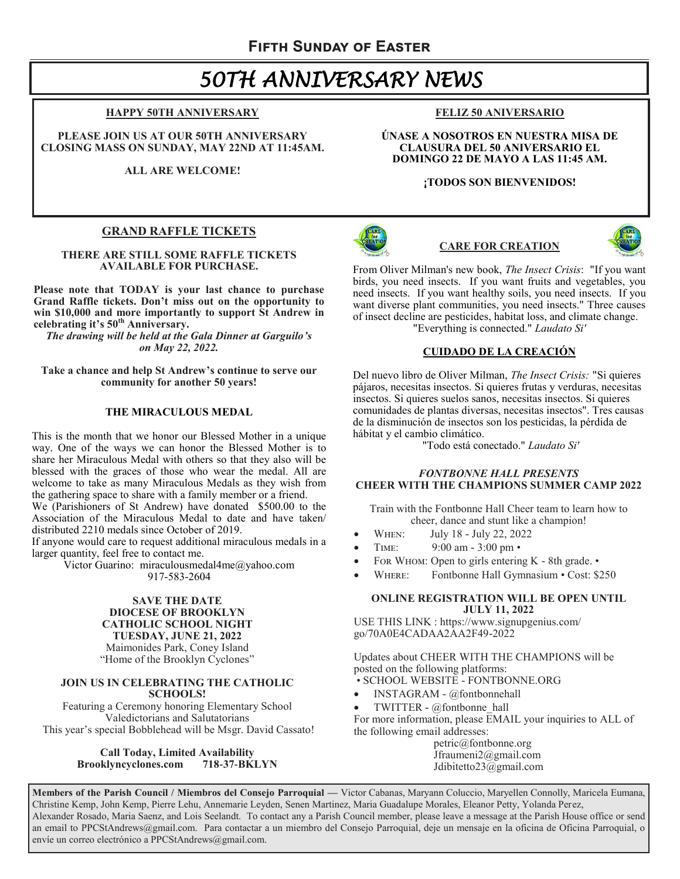# 50TH ANNIVERSARY NEWS

## HAPPY 50TH ANNIVERSARY

**PLEASE JOIN US AT OUR 50TH ANNIVERSARY CLOSING MASS ON SUNDAY, MAY 22ND AT 11:45AM.**

**ALL ARE WELCOME!**

## FELIZ 50 ANIVERSARIO

**ÚNASE A NOSOTROS EN NUESTRA MISA DE CLAUSURA DEL 50 ANIVERSARIO EL DOMINGO 22 DE MAYO A LAS 11:45 AM.**

**¡TODOS SON BIENVENIDOS!**

## GRAND RAFFLE TICKETS

**THERE ARE STILL SOME RAFFLE TICKETS AVAILABLE FOR PURCHASE.**

**Please note that TODAY is your last chance to purchase Grand Raffle tickets. Don't miss out on the opportunity to win $10,000 and more importantly to support St Andrew in celebrating it's 50th Anniversary.**

***The drawing will be held at the Gala Dinner at Garguilo's on May 22, 2022.***

**Take a chance and help St Andrew's continue to serve our community for another 50 years!**

## THE MIRACULOUS MEDAL

This is the month that we honor our Blessed Mother in a unique way. One of the ways we can honor the Blessed Mother is to share her Miraculous Medal with others so that they also will be blessed with the graces of those who wear the medal. All are welcome to take as many Miraculous Medals as they wish from the gathering space to share with a family member or a friend.

We (Parishioners of St Andrew) have donated $500.00 to the Association of the Miraculous Medal to date and have taken/ distributed 2210 medals since October of 2019.

If anyone would care to request additional miraculous medals in a larger quantity, feel free to contact me.

Victor Guarino: miraculousmedal4me@yahoo.com
917-583-2604

## SAVE THE DATE
## DIOCESE OF BROOKLYN CATHOLIC SCHOOL NIGHT

**TUESDAY, JUNE 21, 2022**

Maimonides Park, Coney Island
"Home of the Brooklyn Cyclones"

**JOIN US IN CELEBRATING THE CATHOLIC SCHOOLS!**

Featuring a Ceremony honoring Elementary School Valedictorians and Salutatorians
This year's special Bobblehead will be Msgr. David Cassato!

**Call Today, Limited Availability**
**Brooklyncyclones.com 718-37-BKLYN**

## CARE FOR CREATION

From Oliver Milman's new book, *The Insect Crisis*: "If you want birds, you need insects. If you want fruits and vegetables, you need insects. If you want healthy soils, you need insects. If you want diverse plant communities, you need insects." Three causes of insect decline are pesticides, habitat loss, and climate change.

"Everything is connected." *Laudato Si'*

## CUIDADO DE LA CREACIÓN

Del nuevo libro de Oliver Milman, *The Insect Crisis:* "Si quieres pájaros, necesitas insectos. Si quieres frutas y verduras, necesitas insectos. Si quieres suelos sanos, necesitas insectos. Si quieres comunidades de plantas diversas, necesitas insectos". Tres causas de la disminución de insectos son los pesticidas, la pérdida de hábitat y el cambio climático.

"Todo está conectado." *Laudato Si'*

## *FONTBONNE HALL PRESENTS*
## CHEER WITH THE CHAMPIONS SUMMER CAMP 2022

Train with the Fontbonne Hall Cheer team to learn how to cheer, dance and stunt like a champion!

- WHEN: July 18 - July 22, 2022
- TIME: 9:00 am - 3:00 pm •
- FOR WHOM: Open to girls entering K - 8th grade. •
- WHERE: Fontbonne Hall Gymnasium • Cost: $250

**ONLINE REGISTRATION WILL BE OPEN UNTIL JULY 11, 2022**

USE THIS LINK : https://www.signupgenius.com/go/70A0E4CADAA2AA2F49-2022

Updates about CHEER WITH THE CHAMPIONS will be posted on the following platforms:

- SCHOOL WEBSITE - FONTBONNE.ORG
- INSTAGRAM - @fontbonnehall
- TWITTER - @fontbonne_hall

For more information, please EMAIL your inquiries to ALL of the following email addresses:

petric@fontbonne.org
Jfraumeni2@gmail.com
Jdibitetto23@gmail.com

**Members of the Parish Council / Miembros del Consejo Parroquial —** Victor Cabanas, Maryann Coluccio, Maryellen Connolly, Maricela Eumana, Christine Kemp, John Kemp, Pierre Lehu, Annemarie Leyden, Senen Martinez, Maria Guadalupe Morales, Eleanor Petty, Yolanda Perez, Alexander Rosado, Maria Saenz, and Lois Seelandt. To contact any a Parish Council member, please leave a message at the Parish House office or send an email to PPCStAndrews@gmail.com. Para contactar a un miembro del Consejo Parroquial, deje un mensaje en la oficina de Oficina Parroquial, o envíe un correo electrónico a PPCStAndrews@gmail.com.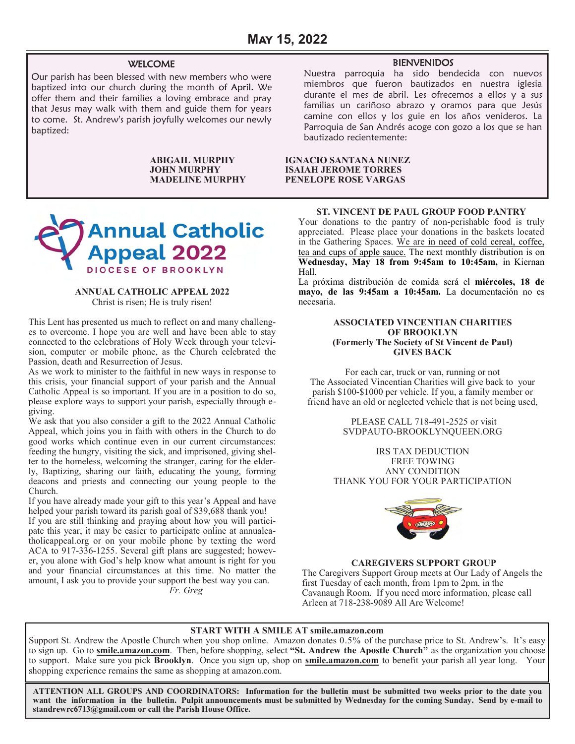# May 15, 2022

## WELCOME

Our parish has been blessed with new members who were baptized into our church during the month of April. We offer them and their families a loving embrace and pray that Jesus may walk with them and guide them for years to come. St. Andrew's parish joyfully welcomes our newly baptized:

## BIENVENIDOS

Nuestra parroquia ha sido bendecida con nuevos miembros que fueron bautizados en nuestra iglesia durante el mes de abril. Les ofrecemos a ellos y a sus familias un cariñoso abrazo y oramos para que Jesús camine con ellos y los guie en los años venideros. La Parroquia de San Andrés acoge con gozo a los que se han bautizado recientemente:

**ABIGAIL MURPHY**
**JOHN MURPHY**
**MADELINE MURPHY**

**IGNACIO SANTANA NUNEZ**
**ISAIAH JEROME TORRES**
**PENELOPE ROSE VARGAS**

Annual Catholic Appeal 2022
DIOCESE OF BROOKLYN

### ANNUAL CATHOLIC APPEAL 2022

Christ is risen; He is truly risen!

This Lent has presented us much to reflect on and many challenges to overcome. I hope you are well and have been able to stay connected to the celebrations of Holy Week through your television, computer or mobile phone, as the Church celebrated the Passion, death and Resurrection of Jesus.

As we work to minister to the faithful in new ways in response to this crisis, your financial support of your parish and the Annual Catholic Appeal is so important. If you are in a position to do so, please explore ways to support your parish, especially through e-giving.

We ask that you also consider a gift to the 2022 Annual Catholic Appeal, which joins you in faith with others in the Church to do good works which continue even in our current circumstances: feeding the hungry, visiting the sick, and imprisoned, giving shelter to the homeless, welcoming the stranger, caring for the elderly, Baptizing, sharing our faith, educating the young, forming deacons and priests and connecting our young people to the Church.

If you have already made your gift to this year's Appeal and have helped your parish toward its parish goal of $39,688 thank you!

If you are still thinking and praying about how you will participate this year, it may be easier to participate online at annualcatholicappeal.org or on your mobile phone by texting the word ACA to 917-336-1255. Several gift plans are suggested; however, you alone with God's help know what amount is right for you and your financial circumstances at this time. No matter the amount, I ask you to provide your support the best way you can.

*Fr. Greg*

### ST. VINCENT DE PAUL GROUP FOOD PANTRY

Your donations to the pantry of non-perishable food is truly appreciated. Please place your donations in the baskets located in the Gathering Spaces. We are in need of cold cereal, coffee, tea and cups of apple sauce. The next monthly distribution is on **Wednesday, May 18 from 9:45am to 10:45am,** in Kiernan Hall.

La próxima distribución de comida será el **miércoles, 18 de mayo, de las 9:45am a 10:45am.** La documentación no es necesaria.

### ASSOCIATED VINCENTIAN CHARITIES OF BROOKLYN (Formerly The Society of St Vincent de Paul) GIVES BACK

For each car, truck or van, running or not
The Associated Vincentian Charities will give back to your parish $100-$1000 per vehicle. If you, a family member or friend have an old or neglected vehicle that is not being used,

PLEASE CALL 718-491-2525 or visit
SVDPAUTO-BROOKLYNQUEEN.ORG

IRS TAX DEDUCTION
FREE TOWING
ANY CONDITION
THANK YOU FOR YOUR PARTICIPATION

### CAREGIVERS SUPPORT GROUP

The Caregivers Support Group meets at Our Lady of Angels the first Tuesday of each month, from 1pm to 2pm, in the Cavanaugh Room. If you need more information, please call Arleen at 718-238-9089 All Are Welcome!

### START WITH A SMILE AT smile.amazon.com

Support St. Andrew the Apostle Church when you shop online. Amazon donates 0.5% of the purchase price to St. Andrew's. It's easy to sign up. Go to **smile.amazon.com**. Then, before shopping, select **"St. Andrew the Apostle Church"** as the organization you choose to support. Make sure you pick **Brooklyn**. Once you sign up, shop on **smile.amazon.com** to benefit your parish all year long. Your shopping experience remains the same as shopping at amazon.com.

**ATTENTION ALL GROUPS AND COORDINATORS: Information for the bulletin must be submitted two weeks prior to the date you want the information in the bulletin. Pulpit announcements must be submitted by Wednesday for the coming Sunday. Send by e-mail to standrewrc6713@gmail.com or call the Parish House Office.**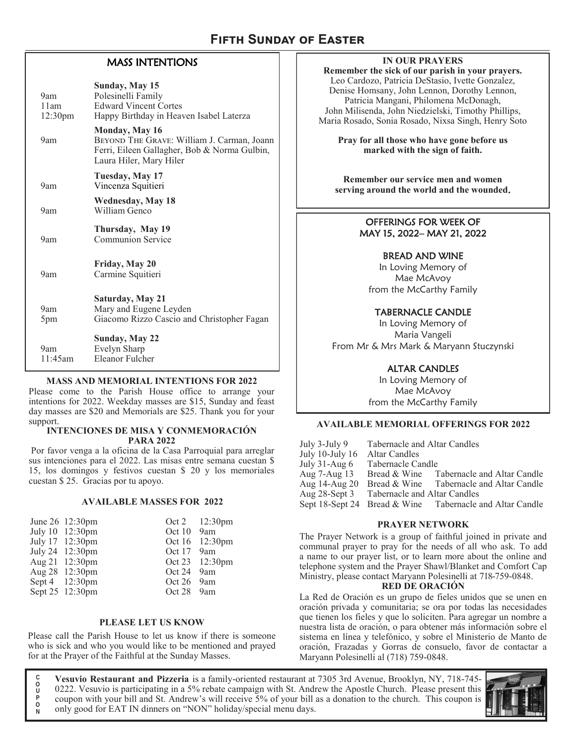# Fifth Sunday of Easter

## MASS INTENTIONS

**Sunday, May 15**

| | |
|---|---|
| 9am | Polesinelli Family |
| 11am | Edward Vincent Cortes |
| 12:30pm | Happy Birthday in Heaven Isabel Laterza |

**Monday, May 16**

| | |
|---|---|
| 9am | Beyond The Grave: William J. Carman, Joann Ferri, Eileen Gallagher, Bob & Norma Gulbin, Laura Hiler, Mary Hiler |

**Tuesday, May 17**

| | |
|---|---|
| 9am | Vincenza Squitieri |

**Wednesday, May 18**

| | |
|---|---|
| 9am | William Genco |

**Thursday, May 19**

| | |
|---|---|
| 9am | Communion Service |

**Friday, May 20**

| | |
|---|---|
| 9am | Carmine Squitieri |

**Saturday, May 21**

| | |
|---|---|
| 9am | Mary and Eugene Leyden |
| 5pm | Giacomo Rizzo Cascio and Christopher Fagan |

**Sunday, May 22**

| | |
|---|---|
| 9am | Evelyn Sharp |
| 11:45am | Eleanor Fulcher |

### MASS AND MEMORIAL INTENTIONS FOR 2022

Please come to the Parish House office to arrange your intentions for 2022. Weekday masses are $15, Sunday and feast day masses are $20 and Memorials are $25. Thank you for your support.

### INTENCIONES DE MISA Y CONMEMORACIÓN PARA 2022

Por favor venga a la oficina de la Casa Parroquial para arreglar sus intenciones para el 2022. Las misas entre semana cuestan $ 15, los domingos y festivos cuestan $ 20 y los memoriales cuestan $ 25. Gracias por tu apoyo.

### AVAILABLE MASSES FOR 2022

| | | | |
|---|---|---|---|
| June 26 | 12:30pm | Oct 2 | 12:30pm |
| July 10 | 12:30pm | Oct 10 | 9am |
| July 17 | 12:30pm | Oct 16 | 12:30pm |
| July 24 | 12:30pm | Oct 17 | 9am |
| Aug 21 | 12:30pm | Oct 23 | 12:30pm |
| Aug 28 | 12:30pm | Oct 24 | 9am |
| Sept 4 | 12:30pm | Oct 26 | 9am |
| Sept 25 | 12:30pm | Oct 28 | 9am |

### PLEASE LET US KNOW

Please call the Parish House to let us know if there is someone who is sick and who you would like to be mentioned and prayed for at the Prayer of the Faithful at the Sunday Masses.

### IN OUR PRAYERS

**Remember the sick of our parish in your prayers.**
Leo Cardozo, Patricia DeStasio, Ivette Gonzalez, Denise Homsany, John Lennon, Dorothy Lennon, Patricia Mangani, Philomena McDonagh, John Milisenda, John Niedzielski, Timothy Phillips, Maria Rosado, Sonia Rosado, Nixsa Singh, Henry Soto

**Pray for all those who have gone before us marked with the sign of faith.**

**Remember our service men and women serving around the world and the wounded.**

### OFFERINGS FOR WEEK OF MAY 15, 2022– MAY 21, 2022

**BREAD AND WINE**
In Loving Memory of
Mae McAvoy
from the McCarthy Family

**TABERNACLE CANDLE**
In Loving Memory of
Maria Vangeli
From Mr & Mrs Mark & Maryann Stuczynski

**ALTAR CANDLES**
In Loving Memory of
Mae McAvoy
from the McCarthy Family

### AVAILABLE MEMORIAL OFFERINGS FOR 2022

| | | |
|---|---|---|
| July 3-July 9 | Tabernacle and Altar Candles | |
| July 10-July 16 | Altar Candles | |
| July 31-Aug 6 | Tabernacle Candle | |
| Aug 7-Aug 13 | Bread & Wine | Tabernacle and Altar Candle |
| Aug 14-Aug 20 | Bread & Wine | Tabernacle and Altar Candle |
| Aug 28-Sept 3 | Tabernacle and Altar Candles | |
| Sept 18-Sept 24 | Bread & Wine | Tabernacle and Altar Candle |

### PRAYER NETWORK

The Prayer Network is a group of faithful joined in private and communal prayer to pray for the needs of all who ask. To add a name to our prayer list, or to learn more about the online and telephone system and the Prayer Shawl/Blanket and Comfort Cap Ministry, please contact Maryann Polesinelli at 718-759-0848.

### RED DE ORACIÓN

La Red de Oración es un grupo de fieles unidos que se unen en oración privada y comunitaria; se ora por todas las necesidades que tienen los fieles y que lo soliciten. Para agregar un nombre a nuestra lista de oración, o para obtener más información sobre el sistema en línea y telefónico, y sobre el Ministerio de Manto de oración, Frazadas y Gorras de consuelo, favor de contactar a Maryann Polesinelli al (718) 759-0848.

COUPON

**Vesuvio Restaurant and Pizzeria** is a family-oriented restaurant at 7305 3rd Avenue, Brooklyn, NY, 718-745-0222. Vesuvio is participating in a 5% rebate campaign with St. Andrew the Apostle Church. Please present this coupon with your bill and St. Andrew's will receive 5% of your bill as a donation to the church. This coupon is only good for EAT IN dinners on "NON" holiday/special menu days.